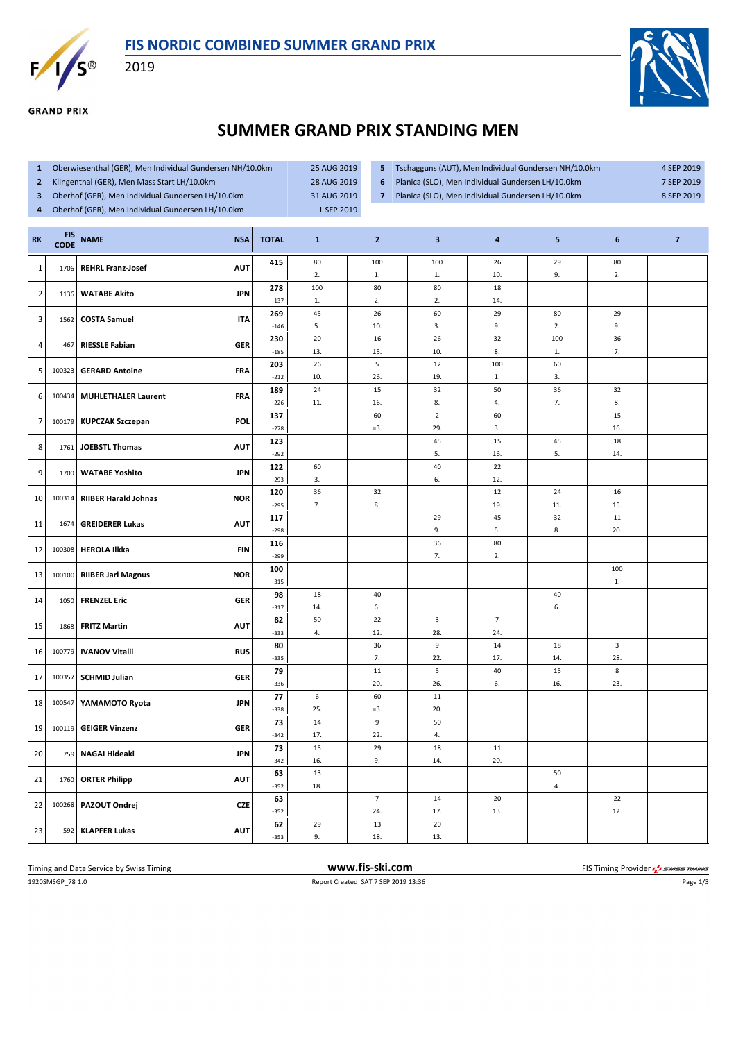# FIS NORDIC COMBINED SUMMER GRAND PRIX

2019

GRAND PRIX

## SUMMER GRAND PRIX STANDING MEN

| | Competition | Date |
|---|---|---|
| 1 | Oberwiesenthal (GER), Men Individual Gundersen NH/10.0km | 25 AUG 2019 |
| 2 | Klingenthal (GER), Men Mass Start LH/10.0km | 28 AUG 2019 |
| 3 | Oberhof (GER), Men Individual Gundersen LH/10.0km | 31 AUG 2019 |
| 4 | Oberhof (GER), Men Individual Gundersen LH/10.0km | 1 SEP 2019 |
| 5 | Tschagguns (AUT), Men Individual Gundersen NH/10.0km | 4 SEP 2019 |
| 6 | Planica (SLO), Men Individual Gundersen LH/10.0km | 7 SEP 2019 |
| 7 | Planica (SLO), Men Individual Gundersen LH/10.0km | 8 SEP 2019 |

| RK | FIS CODE | NAME | NSA | TOTAL | 1 | 2 | 3 | 4 | 5 | 6 | 7 |
|---|---|---|---|---|---|---|---|---|---|---|---|
| 1 | 1706 | REHRL Franz-Josef | AUT | 415 | 80<br>2. | 100<br>1. | 100<br>1. | 26<br>10. | 29<br>9. | 80<br>2. | |
| 2 | 1136 | WATABE Akito | JPN | 278<br>-137 | 100<br>1. | 80<br>2. | 80<br>2. | 18<br>14. | | | |
| 3 | 1562 | COSTA Samuel | ITA | 269<br>-146 | 45<br>5. | 26<br>10. | 60<br>3. | 29<br>9. | 80<br>2. | 29<br>9. | |
| 4 | 467 | RIESSLE Fabian | GER | 230<br>-185 | 20<br>13. | 16<br>15. | 26<br>10. | 32<br>8. | 100<br>1. | 36<br>7. | |
| 5 | 100323 | GERARD Antoine | FRA | 203<br>-212 | 26<br>10. | 5<br>26. | 12<br>19. | 100<br>1. | 60<br>3. | | |
| 6 | 100434 | MUHLETHALER Laurent | FRA | 189<br>-226 | 24<br>11. | 15<br>16. | 32<br>8. | 50<br>4. | 36<br>7. | 32<br>8. | |
| 7 | 100179 | KUPCZAK Szczepan | POL | 137<br>-278 | | 60<br>=3. | 2<br>29. | 60<br>3. | | 15<br>16. | |
| 8 | 1761 | JOEBSTL Thomas | AUT | 123<br>-292 | | | 45<br>5. | 15<br>16. | 45<br>5. | 18<br>14. | |
| 9 | 1700 | WATABE Yoshito | JPN | 122<br>-293 | 60<br>3. | | 40<br>6. | 22<br>12. | | | |
| 10 | 100314 | RIIBER Harald Johnas | NOR | 120<br>-295 | 36<br>7. | 32<br>8. | | 12<br>19. | 24<br>11. | 16<br>15. | |
| 11 | 1674 | GREIDERER Lukas | AUT | 117<br>-298 | | | 29<br>9. | 45<br>5. | 32<br>8. | 11<br>20. | |
| 12 | 100308 | HEROLA Ilkka | FIN | 116<br>-299 | | | 36<br>7. | 80<br>2. | | | |
| 13 | 100100 | RIIBER Jarl Magnus | NOR | 100<br>-315 | | | | | | 100<br>1. | |
| 14 | 1050 | FRENZEL Eric | GER | 98<br>-317 | 18<br>14. | 40<br>6. | | | 40<br>6. | | |
| 15 | 1868 | FRITZ Martin | AUT | 82<br>-333 | 50<br>4. | 22<br>12. | 3<br>28. | 7<br>24. | | | |
| 16 | 100779 | IVANOV Vitalii | RUS | 80<br>-335 | | 36<br>7. | 9<br>22. | 14<br>17. | 18<br>14. | 3<br>28. | |
| 17 | 100357 | SCHMID Julian | GER | 79<br>-336 | | 11<br>20. | 5<br>26. | 40<br>6. | 15<br>16. | 8<br>23. | |
| 18 | 100547 | YAMAMOTO Ryota | JPN | 77<br>-338 | 6<br>25. | 60<br>=3. | 11<br>20. | | | | |
| 19 | 100119 | GEIGER Vinzenz | GER | 73<br>-342 | 14<br>17. | 9<br>22. | 50<br>4. | | | | |
| 20 | 759 | NAGAI Hideaki | JPN | 73<br>-342 | 15<br>16. | 29<br>9. | 18<br>14. | 11<br>20. | | | |
| 21 | 1760 | ORTER Philipp | AUT | 63<br>-352 | 13<br>18. | | | | 50<br>4. | | |
| 22 | 100268 | PAZOUT Ondrej | CZE | 63<br>-352 | | 7<br>24. | 14<br>17. | 20<br>13. | | 22<br>12. | |
| 23 | 592 | KLAPFER Lukas | AUT | 62<br>-353 | 29<br>9. | 13<br>18. | 20<br>13. | | | | |

Timing and Data Service by Swiss Timing — www.fis-ski.com — FIS Timing Provider SWISS TIMING

1920SMSGP_78 1.0 — Report Created SAT 7 SEP 2019 13:36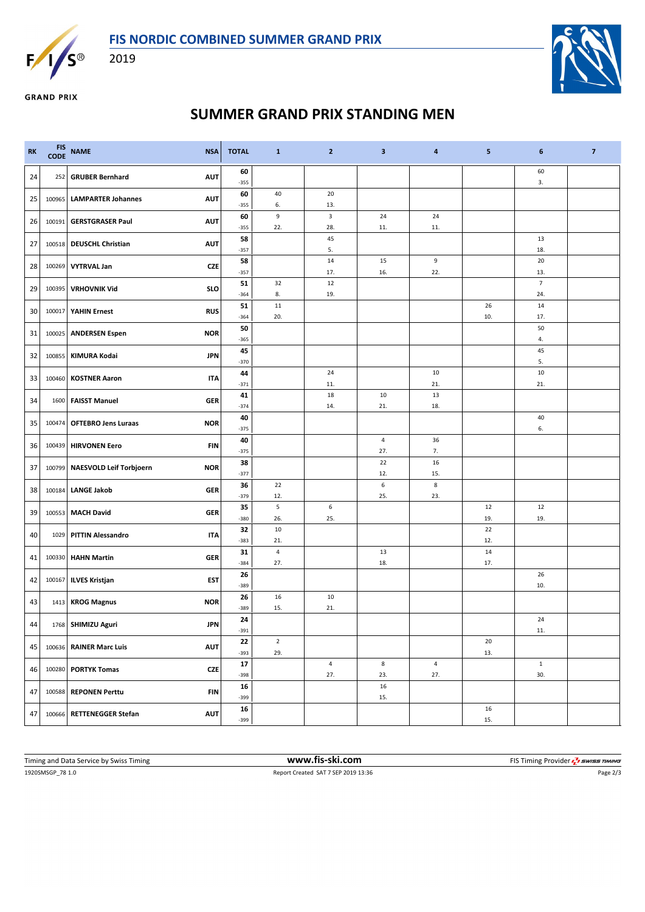# FIS NORDIC COMBINED SUMMER GRAND PRIX

2019

## SUMMER GRAND PRIX STANDING MEN

| RK | FIS CODE | NAME | NSA | TOTAL | 1 | 2 | 3 | 4 | 5 | 6 | 7 |
|---|---|---|---|---|---|---|---|---|---|---|---|
| 24 | 252 | GRUBER Bernhard | AUT | 60 -355 | | | | | | 60 3. | |
| 25 | 100965 | LAMPARTER Johannes | AUT | 60 -355 | 40 6. | 20 13. | | | | | |
| 26 | 100191 | GERSTGRASER Paul | AUT | 60 -355 | 9 22. | 3 28. | 24 11. | 24 11. | | | |
| 27 | 100518 | DEUSCHL Christian | AUT | 58 -357 | | 45 5. | | | | 13 18. | |
| 28 | 100269 | VYTRVAL Jan | CZE | 58 -357 | | 14 17. | 15 16. | 9 22. | | 20 13. | |
| 29 | 100395 | VRHOVNIK Vid | SLO | 51 -364 | 32 8. | 12 19. | | | | 7 24. | |
| 30 | 100017 | YAHIN Ernest | RUS | 51 -364 | 11 20. | | | | 26 10. | 14 17. | |
| 31 | 100025 | ANDERSEN Espen | NOR | 50 -365 | | | | | | 50 4. | |
| 32 | 100855 | KIMURA Kodai | JPN | 45 -370 | | | | | | 45 5. | |
| 33 | 100460 | KOSTNER Aaron | ITA | 44 -371 | | 24 11. | | 10 21. | | 10 21. | |
| 34 | 1600 | FAISST Manuel | GER | 41 -374 | | 18 14. | 10 21. | 13 18. | | | |
| 35 | 100474 | OFTEBRO Jens Luraas | NOR | 40 -375 | | | | | | 40 6. | |
| 36 | 100439 | HIRVONEN Eero | FIN | 40 -375 | | | 4 27. | 36 7. | | | |
| 37 | 100799 | NAESVOLD Leif Torbjoern | NOR | 38 -377 | | | 22 12. | 16 15. | | | |
| 38 | 100184 | LANGE Jakob | GER | 36 -379 | 22 12. | | 6 25. | 8 23. | | | |
| 39 | 100553 | MACH David | GER | 35 -380 | 5 26. | 6 25. | | | 12 19. | 12 19. | |
| 40 | 1029 | PITTIN Alessandro | ITA | 32 -383 | 10 21. | | | | 22 12. | | |
| 41 | 100330 | HAHN Martin | GER | 31 -384 | 4 27. | | 13 18. | | 14 17. | | |
| 42 | 100167 | ILVES Kristjan | EST | 26 -389 | | | | | | 26 10. | |
| 43 | 1413 | KROG Magnus | NOR | 26 -389 | 16 15. | 10 21. | | | | | |
| 44 | 1768 | SHIMIZU Aguri | JPN | 24 -391 | | | | | | 24 11. | |
| 45 | 100636 | RAINER Marc Luis | AUT | 22 -393 | 2 29. | | | | 20 13. | | |
| 46 | 100280 | PORTYK Tomas | CZE | 17 -398 | | 4 27. | 8 23. | 4 27. | | 1 30. | |
| 47 | 100588 | REPONEN Perttu | FIN | 16 -399 | | | 16 15. | | | | |
| 47 | 100666 | RETTENEGGER Stefan | AUT | 16 -399 | | | | | 16 15. | | |

Timing and Data Service by Swiss Timing | www.fis-ski.com | FIS Timing Provider SWISS TIMING

1920SMSGP_78 1.0 | Report Created SAT 7 SEP 2019 13:36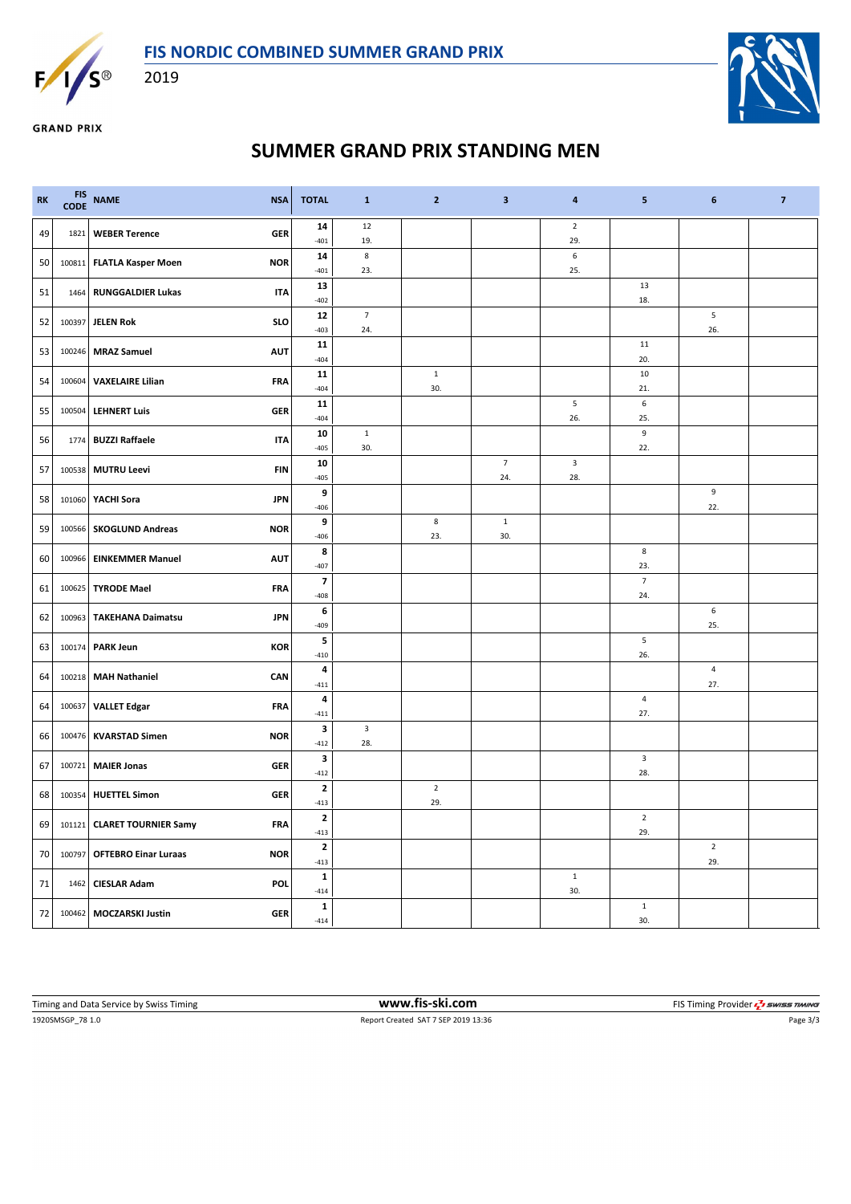# FIS NORDIC COMBINED SUMMER GRAND PRIX

2019

GRAND PRIX

## SUMMER GRAND PRIX STANDING MEN

| RK | FIS CODE | NAME | NSA | TOTAL | 1 | 2 | 3 | 4 | 5 | 6 | 7 |
|---|---|---|---|---|---|---|---|---|---|---|---|
| 49 | 1821 | WEBER Terence | GER | 14<br>-401 | 12<br>19. | | | 2<br>29. | | | |
| 50 | 100811 | FLATLA Kasper Moen | NOR | 14<br>-401 | 8<br>23. | | | 6<br>25. | | | |
| 51 | 1464 | RUNGGALDIER Lukas | ITA | 13<br>-402 | | | | | 13<br>18. | | |
| 52 | 100397 | JELEN Rok | SLO | 12<br>-403 | 7<br>24. | | | | | 5<br>26. | |
| 53 | 100246 | MRAZ Samuel | AUT | 11<br>-404 | | | | | 11<br>20. | | |
| 54 | 100604 | VAXELAIRE Lilian | FRA | 11<br>-404 | | 1<br>30. | | | 10<br>21. | | |
| 55 | 100504 | LEHNERT Luis | GER | 11<br>-404 | | | | 5<br>26. | 6<br>25. | | |
| 56 | 1774 | BUZZI Raffaele | ITA | 10<br>-405 | 1<br>30. | | | | 9<br>22. | | |
| 57 | 100538 | MUTRU Leevi | FIN | 10<br>-405 | | | 7<br>24. | 3<br>28. | | | |
| 58 | 101060 | YACHI Sora | JPN | 9<br>-406 | | | | | | 9<br>22. | |
| 59 | 100566 | SKOGLUND Andreas | NOR | 9<br>-406 | | 8<br>23. | 1<br>30. | | | | |
| 60 | 100966 | EINKEMMER Manuel | AUT | 8<br>-407 | | | | | 8<br>23. | | |
| 61 | 100625 | TYRODE Mael | FRA | 7<br>-408 | | | | | 7<br>24. | | |
| 62 | 100963 | TAKEHANA Daimatsu | JPN | 6<br>-409 | | | | | | 6<br>25. | |
| 63 | 100174 | PARK Jeun | KOR | 5<br>-410 | | | | | 5<br>26. | | |
| 64 | 100218 | MAH Nathaniel | CAN | 4<br>-411 | | | | | | 4<br>27. | |
| 64 | 100637 | VALLET Edgar | FRA | 4<br>-411 | | | | | 4<br>27. | | |
| 66 | 100476 | KVARSTAD Simen | NOR | 3<br>-412 | 3<br>28. | | | | | | |
| 67 | 100721 | MAIER Jonas | GER | 3<br>-412 | | | | | 3<br>28. | | |
| 68 | 100354 | HUETTEL Simon | GER | 2<br>-413 | | 2<br>29. | | | | | |
| 69 | 101121 | CLARET TOURNIER Samy | FRA | 2<br>-413 | | | | | 2<br>29. | | |
| 70 | 100797 | OFTEBRO Einar Luraas | NOR | 2<br>-413 | | | | | | 2<br>29. | |
| 71 | 1462 | CIESLAR Adam | POL | 1<br>-414 | | | | 1<br>30. | | | |
| 72 | 100462 | MOCZARSKI Justin | GER | 1<br>-414 | | | | | 1<br>30. | | |

Timing and Data Service by Swiss Timing — www.fis-ski.com — FIS Timing Provider SWISS TIMING

1920SMSGP_78 1.0 — Report Created SAT 7 SEP 2019 13:36